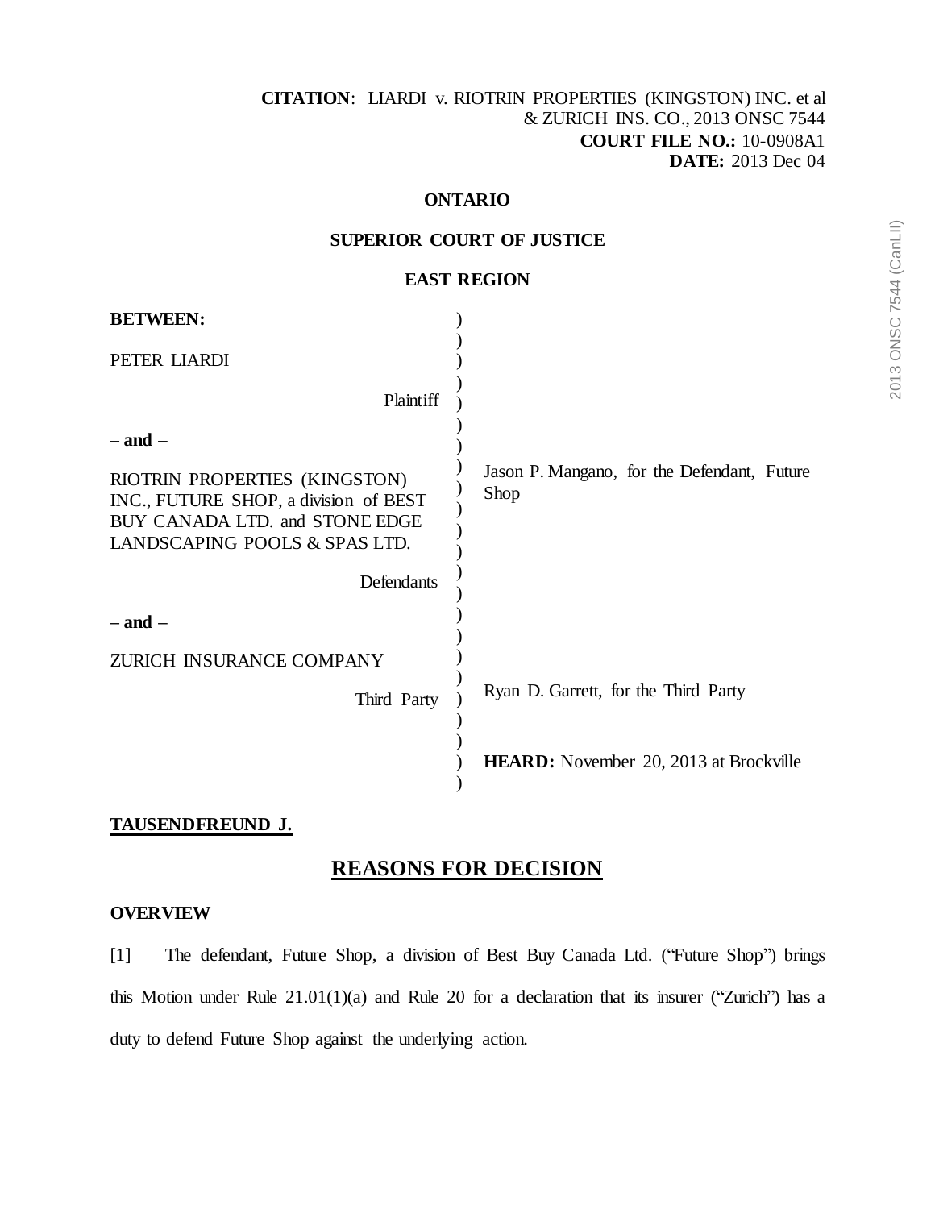**CITATION**: LIARDI v. RIOTRIN PROPERTIES (KINGSTON) INC. et al & ZURICH INS. CO., 2013 ONSC 7544
**COURT FILE NO.:** 10-0908A1
**DATE:** 2013 Dec 04

**ONTARIO**

**SUPERIOR COURT OF JUSTICE**

**EAST REGION**

**BETWEEN:**

PETER LIARDI

Plaintiff

**– and –**

RIOTRIN PROPERTIES (KINGSTON) INC., FUTURE SHOP, a division of BEST BUY CANADA LTD. and STONE EDGE LANDSCAPING POOLS & SPAS LTD.

Defendants

Jason P. Mangano, for the Defendant, Future Shop

**– and –**

ZURICH INSURANCE COMPANY

Third Party

Ryan D. Garrett, for the Third Party

**HEARD:** November 20, 2013 at Brockville

**TAUSENDFREUND J.**

## REASONS FOR DECISION

### OVERVIEW

[1] The defendant, Future Shop, a division of Best Buy Canada Ltd. ("Future Shop") brings this Motion under Rule 21.01(1)(a) and Rule 20 for a declaration that its insurer ("Zurich") has a duty to defend Future Shop against the underlying action.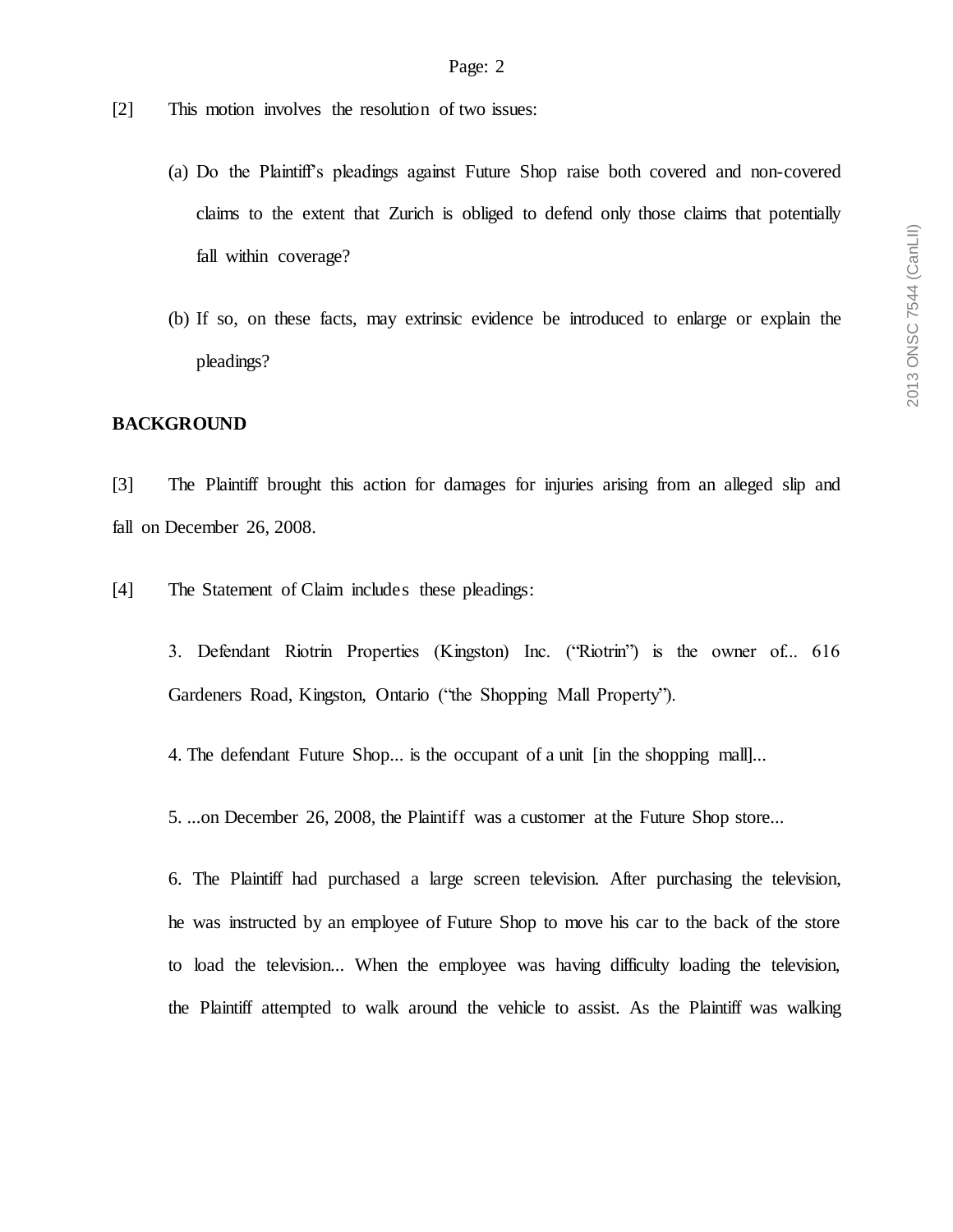[2] This motion involves the resolution of two issues:

> (a) Do the Plaintiff's pleadings against Future Shop raise both covered and non-covered claims to the extent that Zurich is obliged to defend only those claims that potentially fall within coverage?
>
> (b) If so, on these facts, may extrinsic evidence be introduced to enlarge or explain the pleadings?

**BACKGROUND**

[3] The Plaintiff brought this action for damages for injuries arising from an alleged slip and fall on December 26, 2008.

[4] The Statement of Claim includes these pleadings:

> 3. Defendant Riotrin Properties (Kingston) Inc. ("Riotrin") is the owner of... 616 Gardeners Road, Kingston, Ontario ("the Shopping Mall Property").
>
> 4. The defendant Future Shop... is the occupant of a unit [in the shopping mall]...
>
> 5. ...on December 26, 2008, the Plaintiff was a customer at the Future Shop store...
>
> 6. The Plaintiff had purchased a large screen television. After purchasing the television, he was instructed by an employee of Future Shop to move his car to the back of the store to load the television... When the employee was having difficulty loading the television, the Plaintiff attempted to walk around the vehicle to assist. As the Plaintiff was walking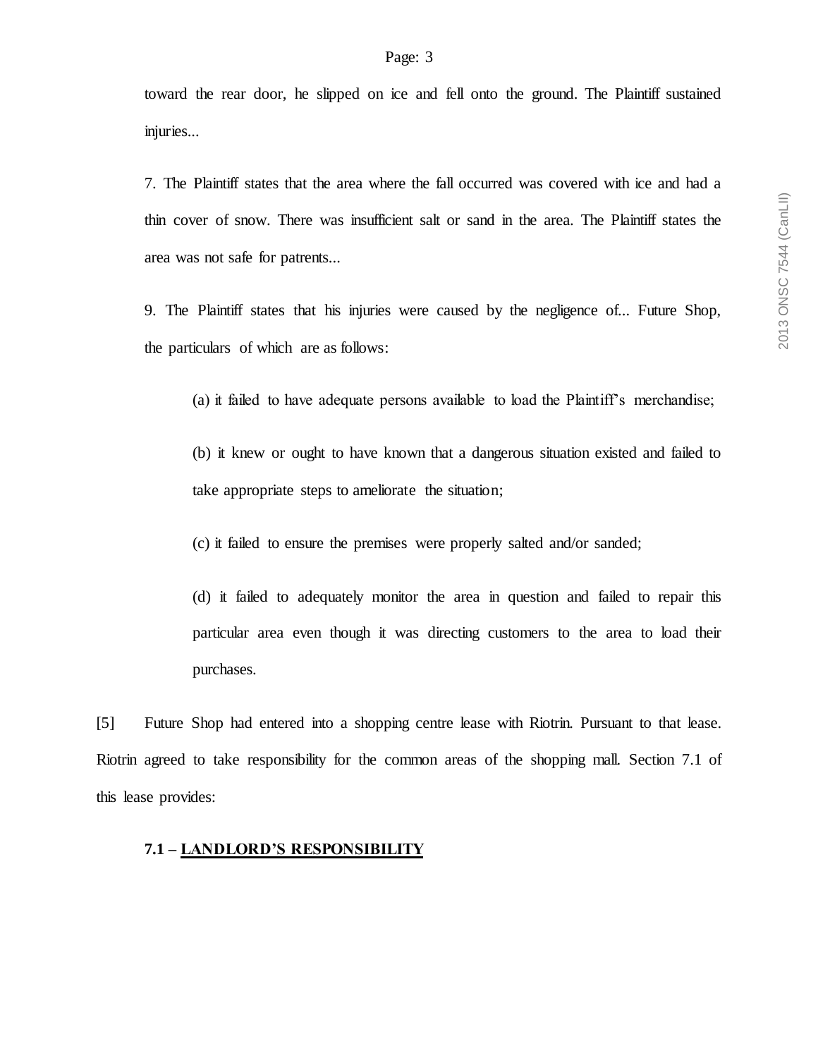toward the rear door, he slipped on ice and fell onto the ground. The Plaintiff sustained injuries...

> 7. The Plaintiff states that the area where the fall occurred was covered with ice and had a thin cover of snow. There was insufficient salt or sand in the area. The Plaintiff states the area was not safe for patrents...
>
> 9. The Plaintiff states that his injuries were caused by the negligence of... Future Shop, the particulars of which are as follows:
>
> > (a) it failed to have adequate persons available to load the Plaintiff's merchandise;
> >
> > (b) it knew or ought to have known that a dangerous situation existed and failed to take appropriate steps to ameliorate the situation;
> >
> > (c) it failed to ensure the premises were properly salted and/or sanded;
> >
> > (d) it failed to adequately monitor the area in question and failed to repair this particular area even though it was directing customers to the area to load their purchases.

[5] Future Shop had entered into a shopping centre lease with Riotrin. Pursuant to that lease. Riotrin agreed to take responsibility for the common areas of the shopping mall. Section 7.1 of this lease provides:

> **7.1 – LANDLORD'S RESPONSIBILITY**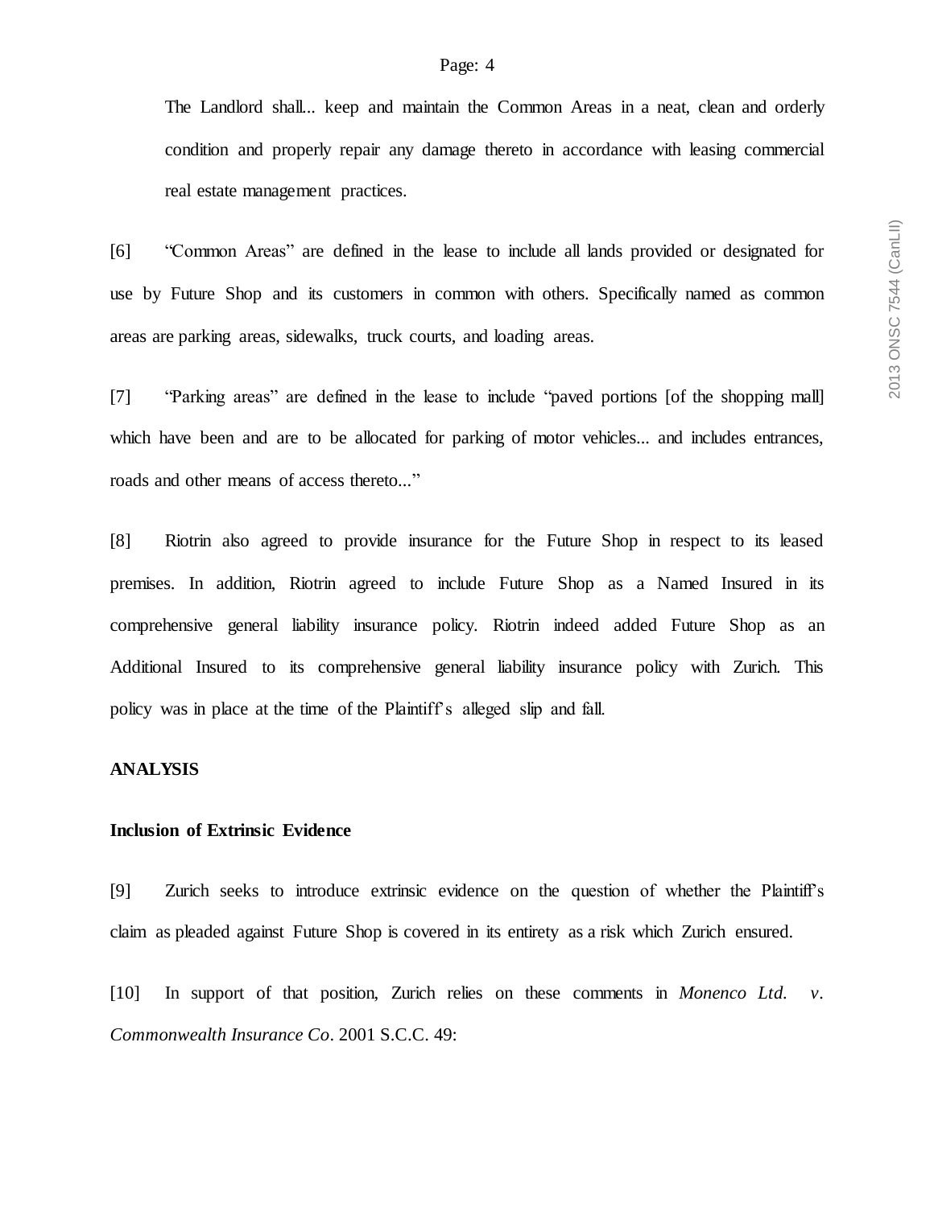> The Landlord shall... keep and maintain the Common Areas in a neat, clean and orderly condition and properly repair any damage thereto in accordance with leasing commercial real estate management practices.

[6] "Common Areas" are defined in the lease to include all lands provided or designated for use by Future Shop and its customers in common with others. Specifically named as common areas are parking areas, sidewalks, truck courts, and loading areas.

[7] "Parking areas" are defined in the lease to include "paved portions [of the shopping mall] which have been and are to be allocated for parking of motor vehicles... and includes entrances, roads and other means of access thereto..."

[8] Riotrin also agreed to provide insurance for the Future Shop in respect to its leased premises. In addition, Riotrin agreed to include Future Shop as a Named Insured in its comprehensive general liability insurance policy. Riotrin indeed added Future Shop as an Additional Insured to its comprehensive general liability insurance policy with Zurich. This policy was in place at the time of the Plaintiff's alleged slip and fall.

**ANALYSIS**

**Inclusion of Extrinsic Evidence**

[9] Zurich seeks to introduce extrinsic evidence on the question of whether the Plaintiff's claim as pleaded against Future Shop is covered in its entirety as a risk which Zurich ensured.

[10] In support of that position, Zurich relies on these comments in *Monenco Ltd. v. Commonwealth Insurance Co*. 2001 S.C.C. 49: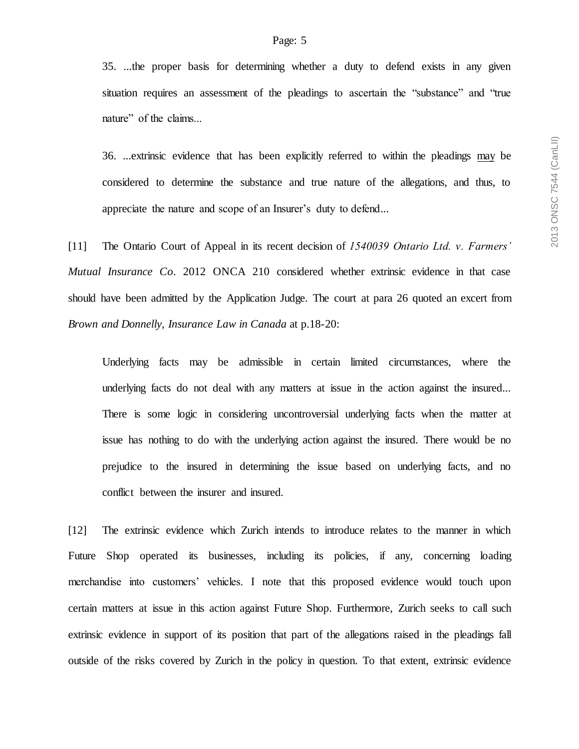> 35. ...the proper basis for determining whether a duty to defend exists in any given situation requires an assessment of the pleadings to ascertain the "substance" and "true nature" of the claims...
>
> 36. ...extrinsic evidence that has been explicitly referred to within the pleadings <u>may</u> be considered to determine the substance and true nature of the allegations, and thus, to appreciate the nature and scope of an Insurer's duty to defend...

[11] The Ontario Court of Appeal in its recent decision of *1540039 Ontario Ltd. v. Farmers' Mutual Insurance Co*. 2012 ONCA 210 considered whether extrinsic evidence in that case should have been admitted by the Application Judge. The court at para 26 quoted an excert from *Brown and Donnelly, Insurance Law in Canada* at p.18-20:

> Underlying facts may be admissible in certain limited circumstances, where the underlying facts do not deal with any matters at issue in the action against the insured... There is some logic in considering uncontroversial underlying facts when the matter at issue has nothing to do with the underlying action against the insured. There would be no prejudice to the insured in determining the issue based on underlying facts, and no conflict between the insurer and insured.

[12] The extrinsic evidence which Zurich intends to introduce relates to the manner in which Future Shop operated its businesses, including its policies, if any, concerning loading merchandise into customers' vehicles. I note that this proposed evidence would touch upon certain matters at issue in this action against Future Shop. Furthermore, Zurich seeks to call such extrinsic evidence in support of its position that part of the allegations raised in the pleadings fall outside of the risks covered by Zurich in the policy in question. To that extent, extrinsic evidence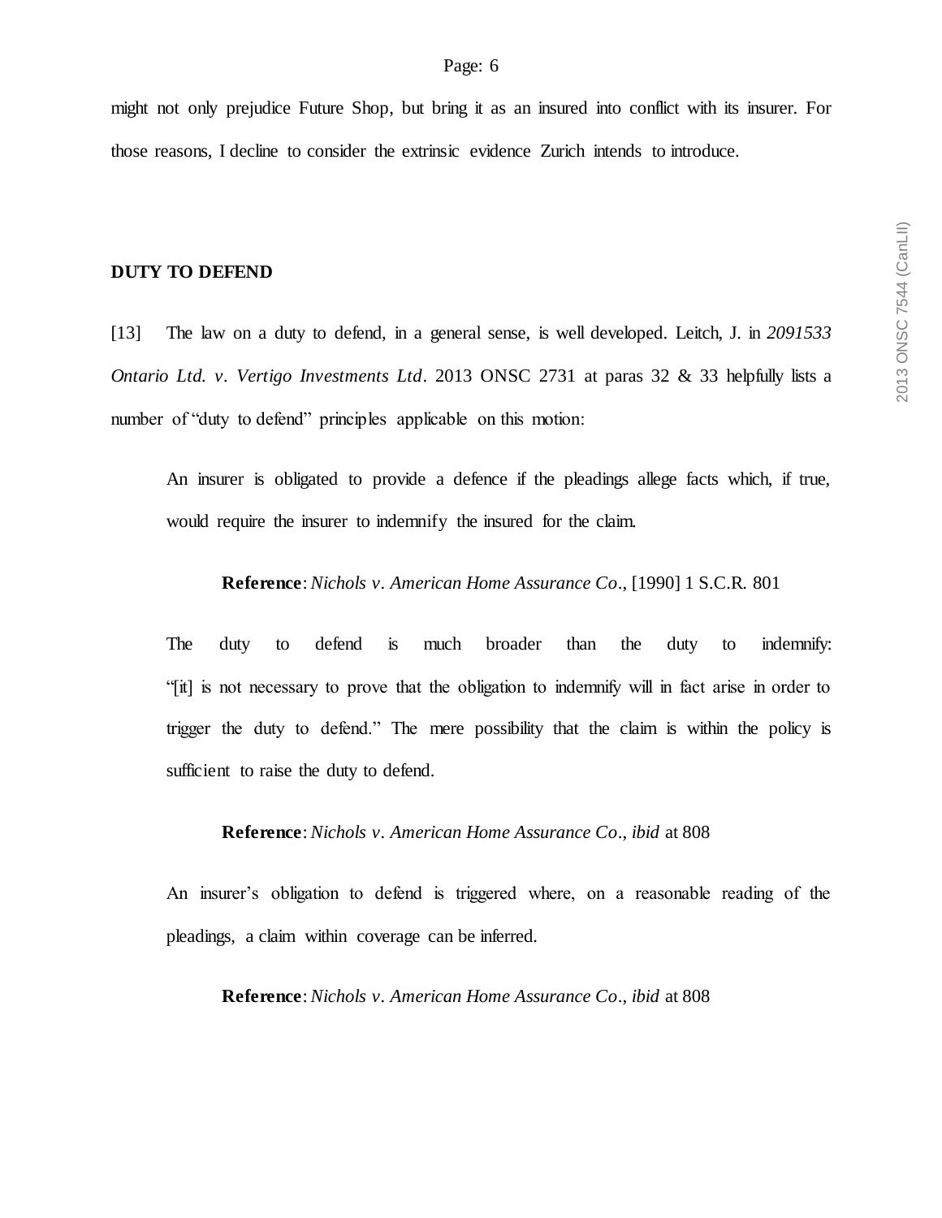might not only prejudice Future Shop, but bring it as an insured into conflict with its insurer. For those reasons, I decline to consider the extrinsic evidence Zurich intends to introduce.

## DUTY TO DEFEND

[13] The law on a duty to defend, in a general sense, is well developed. Leitch, J. in *2091533 Ontario Ltd. v. Vertigo Investments Ltd*. 2013 ONSC 2731 at paras 32 & 33 helpfully lists a number of "duty to defend" principles applicable on this motion:

> An insurer is obligated to provide a defence if the pleadings allege facts which, if true, would require the insurer to indemnify the insured for the claim.
>
> **Reference**: *Nichols v. American Home Assurance Co*., [1990] 1 S.C.R. 801
>
> The duty to defend is much broader than the duty to indemnify: "[it] is not necessary to prove that the obligation to indemnify will in fact arise in order to trigger the duty to defend." The mere possibility that the claim is within the policy is sufficient to raise the duty to defend.
>
> **Reference**: *Nichols v. American Home Assurance Co*., *ibid* at 808
>
> An insurer's obligation to defend is triggered where, on a reasonable reading of the pleadings, a claim within coverage can be inferred.
>
> **Reference**: *Nichols v. American Home Assurance Co*., *ibid* at 808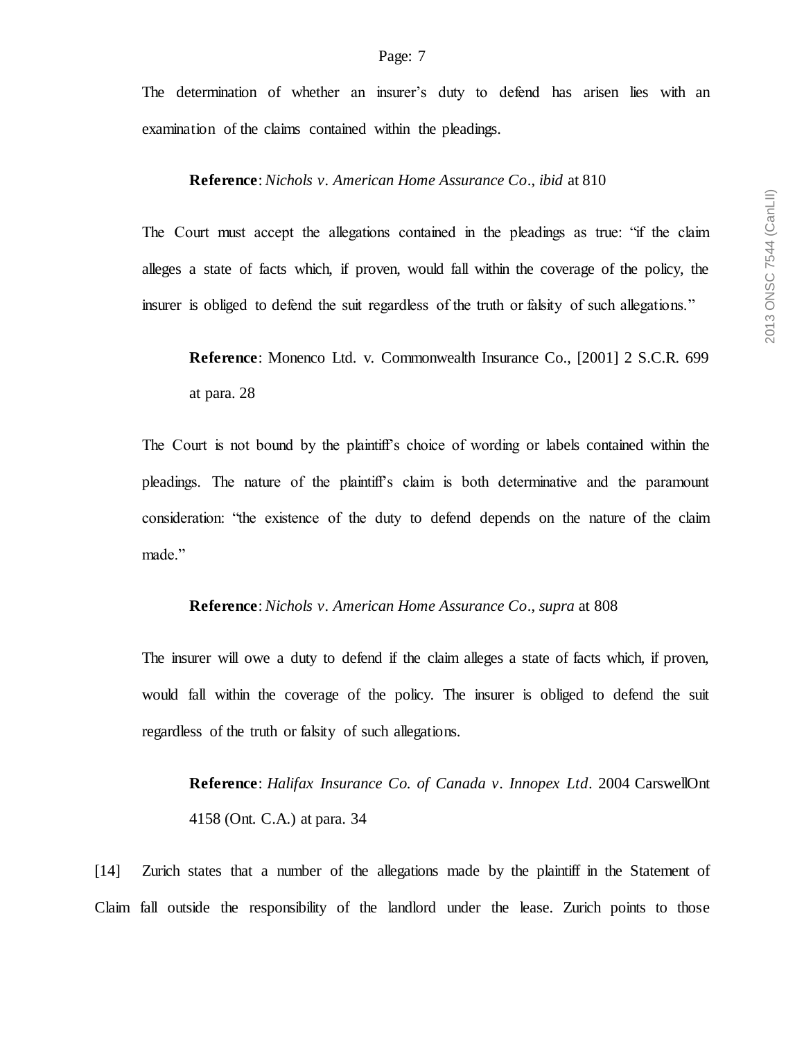The determination of whether an insurer's duty to defend has arisen lies with an examination of the claims contained within the pleadings.

> **Reference**: *Nichols v. American Home Assurance Co., ibid* at 810

The Court must accept the allegations contained in the pleadings as true: "if the claim alleges a state of facts which, if proven, would fall within the coverage of the policy, the insurer is obliged to defend the suit regardless of the truth or falsity of such allegations."

> **Reference**: Monenco Ltd. v. Commonwealth Insurance Co., [2001] 2 S.C.R. 699 at para. 28

The Court is not bound by the plaintiff's choice of wording or labels contained within the pleadings. The nature of the plaintiff's claim is both determinative and the paramount consideration: "the existence of the duty to defend depends on the nature of the claim made."

> **Reference**: *Nichols v. American Home Assurance Co., supra* at 808

The insurer will owe a duty to defend if the claim alleges a state of facts which, if proven, would fall within the coverage of the policy. The insurer is obliged to defend the suit regardless of the truth or falsity of such allegations.

> **Reference**: *Halifax Insurance Co. of Canada v. Innopex Ltd*. 2004 CarswellOnt 4158 (Ont. C.A.) at para. 34

[14] Zurich states that a number of the allegations made by the plaintiff in the Statement of Claim fall outside the responsibility of the landlord under the lease. Zurich points to those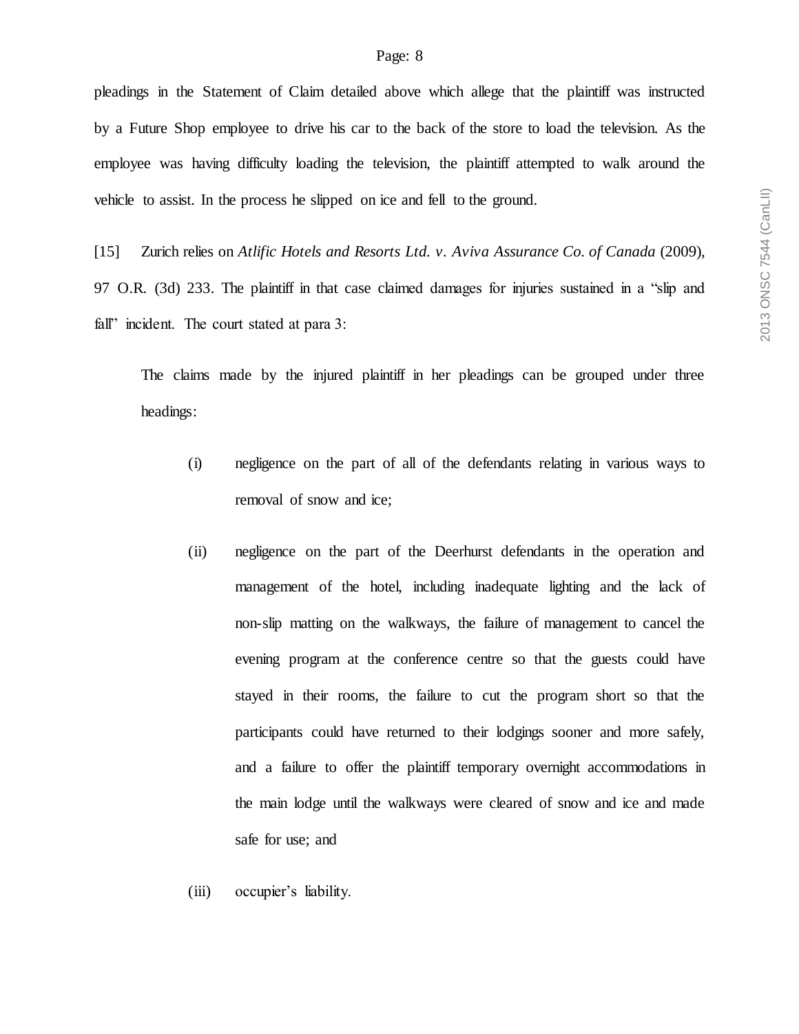pleadings in the Statement of Claim detailed above which allege that the plaintiff was instructed by a Future Shop employee to drive his car to the back of the store to load the television. As the employee was having difficulty loading the television, the plaintiff attempted to walk around the vehicle to assist. In the process he slipped on ice and fell to the ground.

[15] Zurich relies on *Atlific Hotels and Resorts Ltd. v. Aviva Assurance Co. of Canada* (2009), 97 O.R. (3d) 233. The plaintiff in that case claimed damages for injuries sustained in a "slip and fall" incident. The court stated at para 3:

> The claims made by the injured plaintiff in her pleadings can be grouped under three headings:
>
> (i) negligence on the part of all of the defendants relating in various ways to removal of snow and ice;
>
> (ii) negligence on the part of the Deerhurst defendants in the operation and management of the hotel, including inadequate lighting and the lack of non-slip matting on the walkways, the failure of management to cancel the evening program at the conference centre so that the guests could have stayed in their rooms, the failure to cut the program short so that the participants could have returned to their lodgings sooner and more safely, and a failure to offer the plaintiff temporary overnight accommodations in the main lodge until the walkways were cleared of snow and ice and made safe for use; and
>
> (iii) occupier's liability.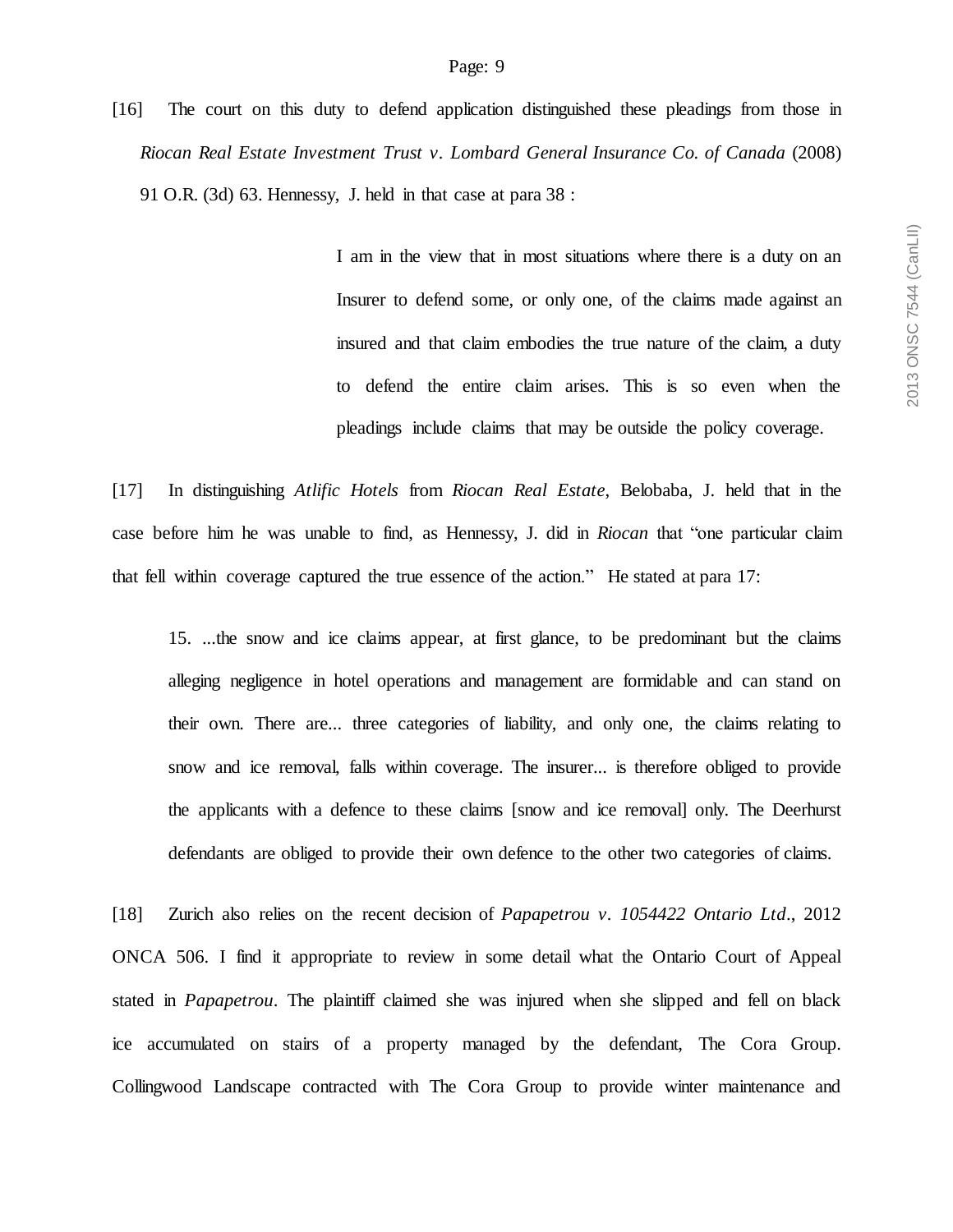[16] The court on this duty to defend application distinguished these pleadings from those in *Riocan Real Estate Investment Trust v. Lombard General Insurance Co. of Canada* (2008) 91 O.R. (3d) 63. Hennessy, J. held in that case at para 38 :

> I am in the view that in most situations where there is a duty on an Insurer to defend some, or only one, of the claims made against an insured and that claim embodies the true nature of the claim, a duty to defend the entire claim arises. This is so even when the pleadings include claims that may be outside the policy coverage.

[17] In distinguishing *Atlific Hotels* from *Riocan Real Estate*, Belobaba, J. held that in the case before him he was unable to find, as Hennessy, J. did in *Riocan* that "one particular claim that fell within coverage captured the true essence of the action." He stated at para 17:

> 15. ...the snow and ice claims appear, at first glance, to be predominant but the claims alleging negligence in hotel operations and management are formidable and can stand on their own. There are... three categories of liability, and only one, the claims relating to snow and ice removal, falls within coverage. The insurer... is therefore obliged to provide the applicants with a defence to these claims [snow and ice removal] only. The Deerhurst defendants are obliged to provide their own defence to the other two categories of claims.

[18] Zurich also relies on the recent decision of *Papapetrou v. 1054422 Ontario Ltd*., 2012 ONCA 506. I find it appropriate to review in some detail what the Ontario Court of Appeal stated in *Papapetrou*. The plaintiff claimed she was injured when she slipped and fell on black ice accumulated on stairs of a property managed by the defendant, The Cora Group. Collingwood Landscape contracted with The Cora Group to provide winter maintenance and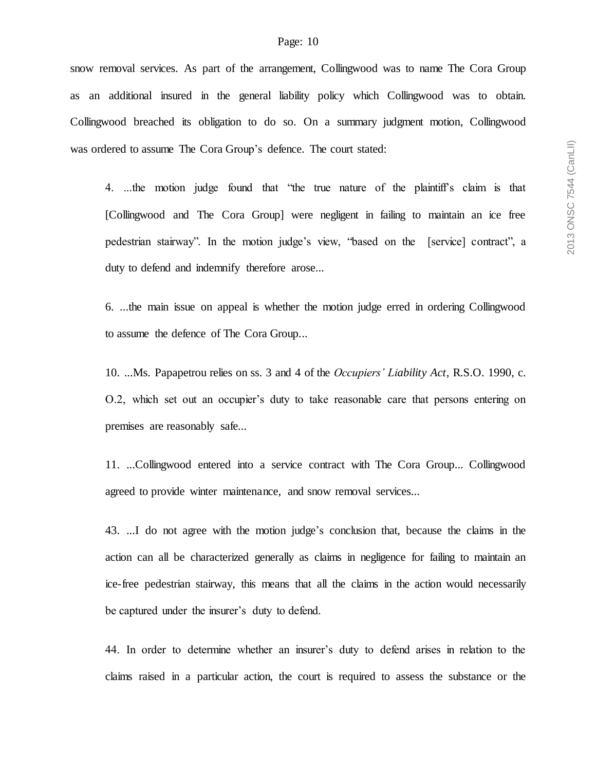snow removal services. As part of the arrangement, Collingwood was to name The Cora Group as an additional insured in the general liability policy which Collingwood was to obtain. Collingwood breached its obligation to do so. On a summary judgment motion, Collingwood was ordered to assume The Cora Group's defence. The court stated:

> 4. ...the motion judge found that "the true nature of the plaintiff's claim is that [Collingwood and The Cora Group] were negligent in failing to maintain an ice free pedestrian stairway". In the motion judge's view, "based on the [service] contract", a duty to defend and indemnify therefore arose...
>
> 6. ...the main issue on appeal is whether the motion judge erred in ordering Collingwood to assume the defence of The Cora Group...
>
> 10. ...Ms. Papapetrou relies on ss. 3 and 4 of the *Occupiers' Liability Act*, R.S.O. 1990, c. O.2, which set out an occupier's duty to take reasonable care that persons entering on premises are reasonably safe...
>
> 11. ...Collingwood entered into a service contract with The Cora Group... Collingwood agreed to provide winter maintenance, and snow removal services...
>
> 43. ...I do not agree with the motion judge's conclusion that, because the claims in the action can all be characterized generally as claims in negligence for failing to maintain an ice-free pedestrian stairway, this means that all the claims in the action would necessarily be captured under the insurer's duty to defend.
>
> 44. In order to determine whether an insurer's duty to defend arises in relation to the claims raised in a particular action, the court is required to assess the substance or the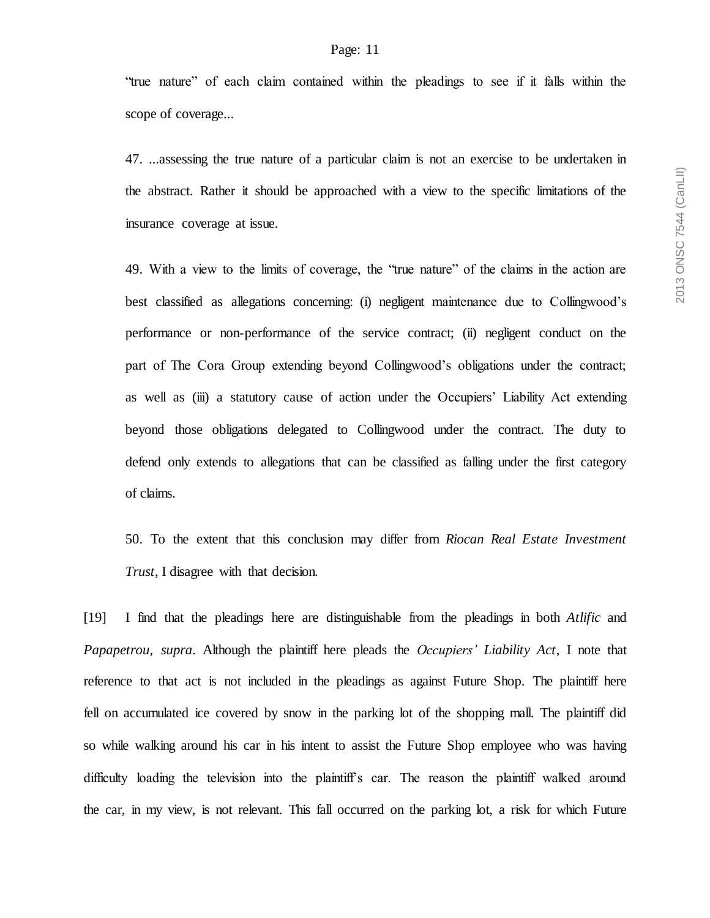"true nature" of each claim contained within the pleadings to see if it falls within the scope of coverage...

> 47. ...assessing the true nature of a particular claim is not an exercise to be undertaken in the abstract. Rather it should be approached with a view to the specific limitations of the insurance coverage at issue.
>
> 49. With a view to the limits of coverage, the "true nature" of the claims in the action are best classified as allegations concerning: (i) negligent maintenance due to Collingwood's performance or non-performance of the service contract; (ii) negligent conduct on the part of The Cora Group extending beyond Collingwood's obligations under the contract; as well as (iii) a statutory cause of action under the Occupiers' Liability Act extending beyond those obligations delegated to Collingwood under the contract. The duty to defend only extends to allegations that can be classified as falling under the first category of claims.
>
> 50. To the extent that this conclusion may differ from *Riocan Real Estate Investment Trust*, I disagree with that decision.

[19] I find that the pleadings here are distinguishable from the pleadings in both *Atlific* and *Papapetrou, supra*. Although the plaintiff here pleads the *Occupiers' Liability Act*, I note that reference to that act is not included in the pleadings as against Future Shop. The plaintiff here fell on accumulated ice covered by snow in the parking lot of the shopping mall. The plaintiff did so while walking around his car in his intent to assist the Future Shop employee who was having difficulty loading the television into the plaintiff's car. The reason the plaintiff walked around the car, in my view, is not relevant. This fall occurred on the parking lot, a risk for which Future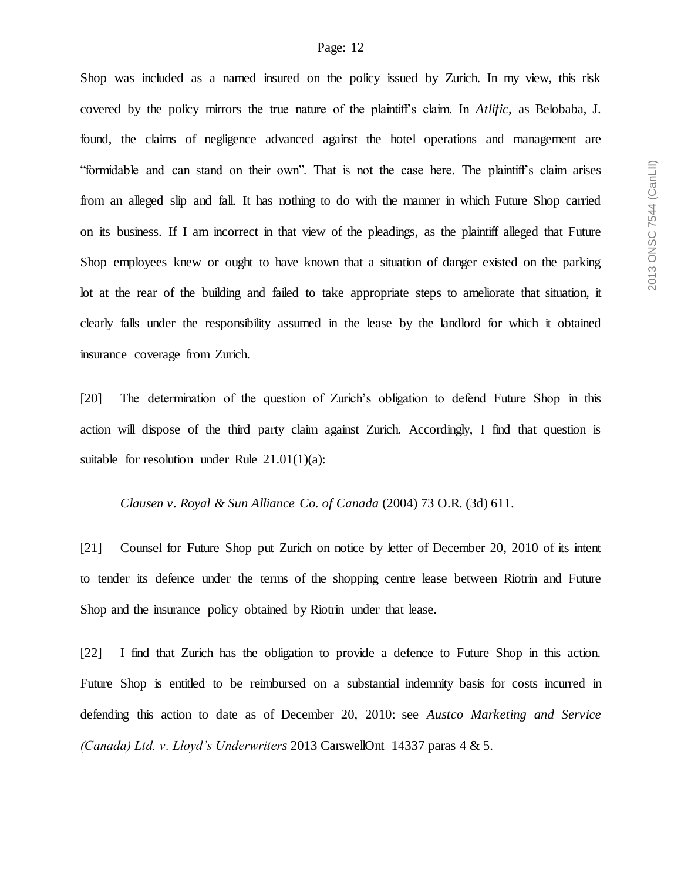Shop was included as a named insured on the policy issued by Zurich. In my view, this risk covered by the policy mirrors the true nature of the plaintiff's claim. In *Atlific*, as Belobaba, J. found, the claims of negligence advanced against the hotel operations and management are "formidable and can stand on their own". That is not the case here. The plaintiff's claim arises from an alleged slip and fall. It has nothing to do with the manner in which Future Shop carried on its business. If I am incorrect in that view of the pleadings, as the plaintiff alleged that Future Shop employees knew or ought to have known that a situation of danger existed on the parking lot at the rear of the building and failed to take appropriate steps to ameliorate that situation, it clearly falls under the responsibility assumed in the lease by the landlord for which it obtained insurance coverage from Zurich.

[20] The determination of the question of Zurich's obligation to defend Future Shop in this action will dispose of the third party claim against Zurich. Accordingly, I find that question is suitable for resolution under Rule 21.01(1)(a):

*Clausen v. Royal & Sun Alliance Co. of Canada* (2004) 73 O.R. (3d) 611.

[21] Counsel for Future Shop put Zurich on notice by letter of December 20, 2010 of its intent to tender its defence under the terms of the shopping centre lease between Riotrin and Future Shop and the insurance policy obtained by Riotrin under that lease.

[22] I find that Zurich has the obligation to provide a defence to Future Shop in this action. Future Shop is entitled to be reimbursed on a substantial indemnity basis for costs incurred in defending this action to date as of December 20, 2010: see *Austco Marketing and Service (Canada) Ltd. v. Lloyd's Underwriters* 2013 CarswellOnt 14337 paras 4 & 5.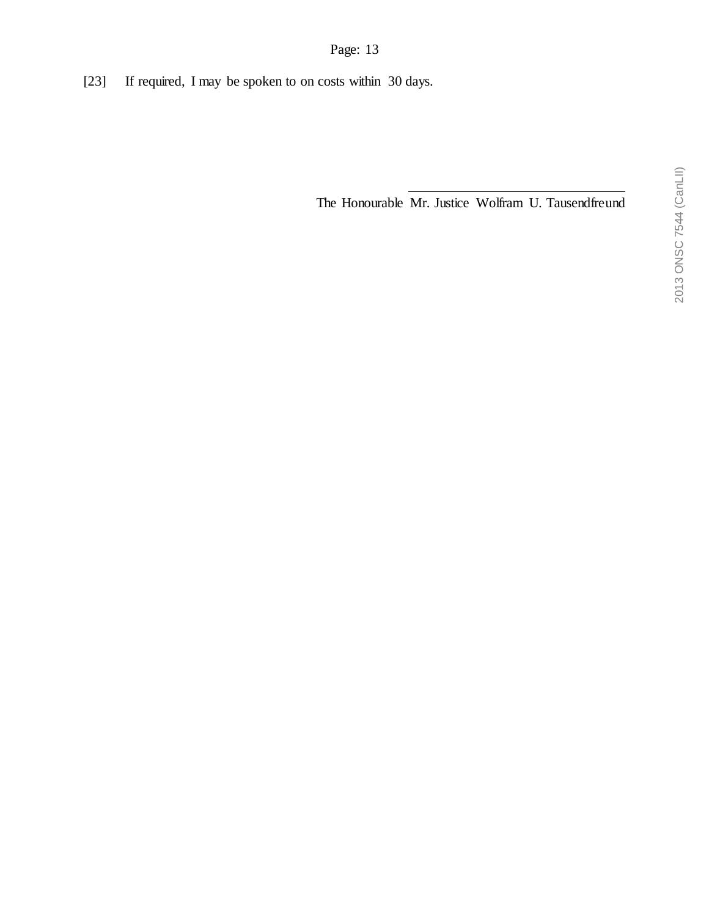[23] If required, I may be spoken to on costs within 30 days.

___________________________

The Honourable Mr. Justice Wolfram U. Tausendfreund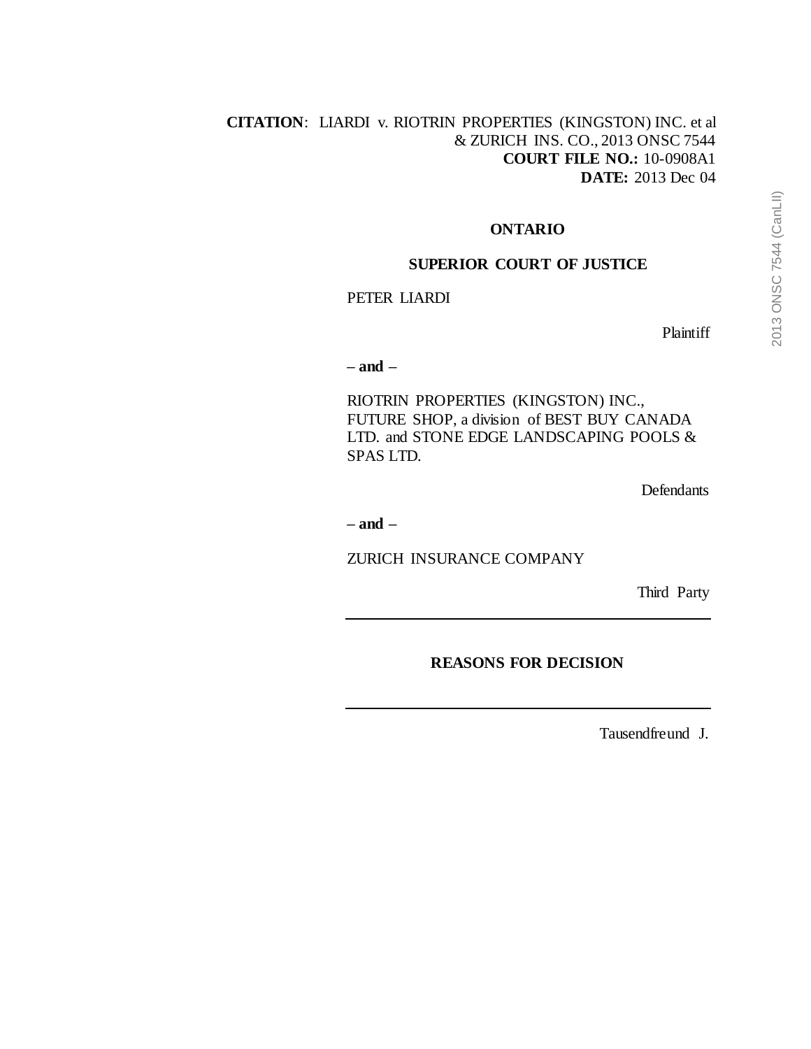**CITATION**: LIARDI v. RIOTRIN PROPERTIES (KINGSTON) INC. et al & ZURICH INS. CO., 2013 ONSC 7544

**COURT FILE NO.:** 10-0908A1

**DATE:** 2013 Dec 04

**ONTARIO**

**SUPERIOR COURT OF JUSTICE**

PETER LIARDI

Plaintiff

**– and –**

RIOTRIN PROPERTIES (KINGSTON) INC., FUTURE SHOP, a division of BEST BUY CANADA LTD. and STONE EDGE LANDSCAPING POOLS & SPAS LTD.

Defendants

**– and –**

ZURICH INSURANCE COMPANY

Third Party

---

**REASONS FOR DECISION**

---

Tausendfreund J.